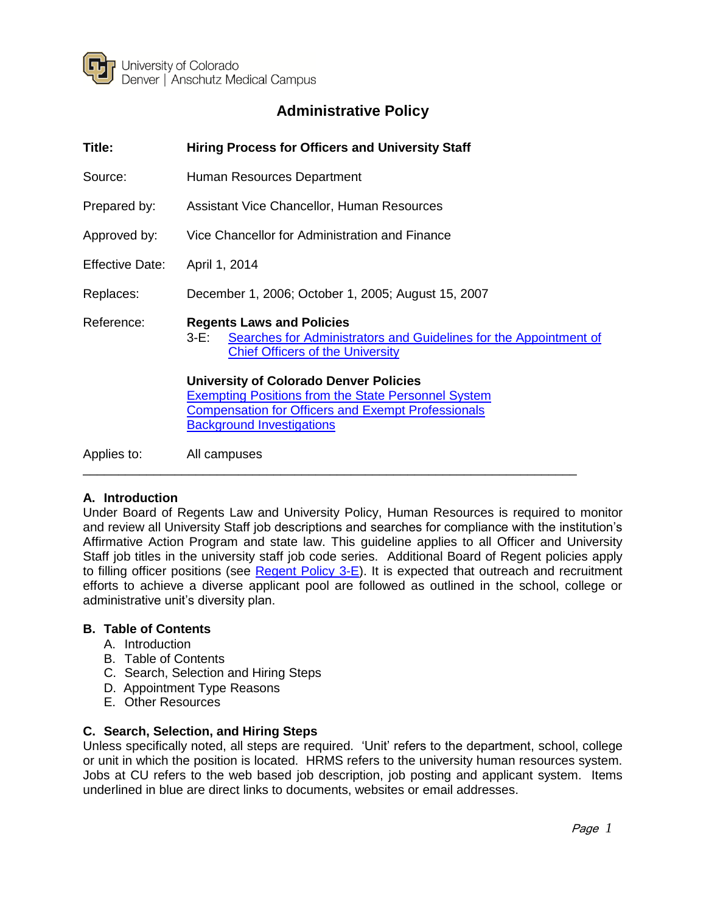University of Colorado
Denver | Anschutz Medical Campus

# Administrative Policy

| | |
|---|---|
| **Title:** | **Hiring Process for Officers and University Staff** |
| Source: | Human Resources Department |
| Prepared by: | Assistant Vice Chancellor, Human Resources |
| Approved by: | Vice Chancellor for Administration and Finance |
| Effective Date: | April 1, 2014 |
| Replaces: | December 1, 2006; October 1, 2005; August 15, 2007 |
| Reference: | **Regents Laws and Policies**<br>3-E: Searches for Administrators and Guidelines for the Appointment of Chief Officers of the University<br><br>**University of Colorado Denver Policies**<br>Exempting Positions from the State Personnel System<br>Compensation for Officers and Exempt Professionals<br>Background Investigations |
| Applies to: | All campuses |

---

## A. Introduction

Under Board of Regents Law and University Policy, Human Resources is required to monitor and review all University Staff job descriptions and searches for compliance with the institution's Affirmative Action Program and state law. This guideline applies to all Officer and University Staff job titles in the university staff job code series. Additional Board of Regent policies apply to filling officer positions (see Regent Policy 3-E). It is expected that outreach and recruitment efforts to achieve a diverse applicant pool are followed as outlined in the school, college or administrative unit's diversity plan.

## B. Table of Contents

A. Introduction
B. Table of Contents
C. Search, Selection and Hiring Steps
D. Appointment Type Reasons
E. Other Resources

## C. Search, Selection, and Hiring Steps

Unless specifically noted, all steps are required. 'Unit' refers to the department, school, college or unit in which the position is located. HRMS refers to the university human resources system. Jobs at CU refers to the web based job description, job posting and applicant system. Items underlined in blue are direct links to documents, websites or email addresses.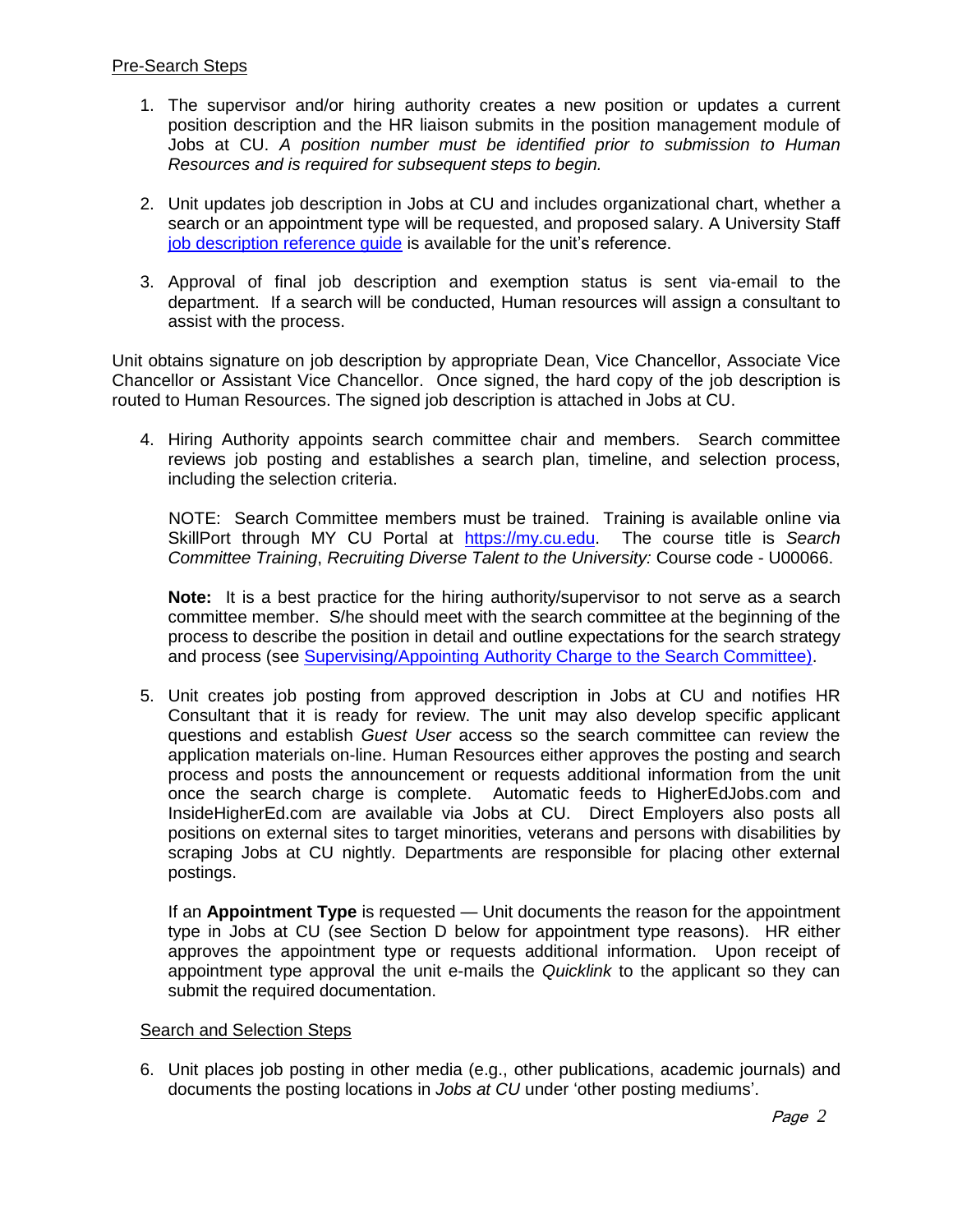Pre-Search Steps

1. The supervisor and/or hiring authority creates a new position or updates a current position description and the HR liaison submits in the position management module of Jobs at CU. *A position number must be identified prior to submission to Human Resources and is required for subsequent steps to begin.*

2. Unit updates job description in Jobs at CU and includes organizational chart, whether a search or an appointment type will be requested, and proposed salary. A University Staff job description reference guide is available for the unit's reference.

3. Approval of final job description and exemption status is sent via-email to the department. If a search will be conducted, Human resources will assign a consultant to assist with the process.

Unit obtains signature on job description by appropriate Dean, Vice Chancellor, Associate Vice Chancellor or Assistant Vice Chancellor. Once signed, the hard copy of the job description is routed to Human Resources. The signed job description is attached in Jobs at CU.

4. Hiring Authority appoints search committee chair and members. Search committee reviews job posting and establishes a search plan, timeline, and selection process, including the selection criteria.

   NOTE: Search Committee members must be trained. Training is available online via SkillPort through MY CU Portal at https://my.cu.edu. The course title is *Search Committee Training*, *Recruiting Diverse Talent to the University:* Course code - U00066.

   **Note:** It is a best practice for the hiring authority/supervisor to not serve as a search committee member. S/he should meet with the search committee at the beginning of the process to describe the position in detail and outline expectations for the search strategy and process (see Supervising/Appointing Authority Charge to the Search Committee).

5. Unit creates job posting from approved description in Jobs at CU and notifies HR Consultant that it is ready for review. The unit may also develop specific applicant questions and establish *Guest User* access so the search committee can review the application materials on-line. Human Resources either approves the posting and search process and posts the announcement or requests additional information from the unit once the search charge is complete. Automatic feeds to HigherEdJobs.com and InsideHigherEd.com are available via Jobs at CU. Direct Employers also posts all positions on external sites to target minorities, veterans and persons with disabilities by scraping Jobs at CU nightly. Departments are responsible for placing other external postings.

   If an **Appointment Type** is requested — Unit documents the reason for the appointment type in Jobs at CU (see Section D below for appointment type reasons). HR either approves the appointment type or requests additional information. Upon receipt of appointment type approval the unit e-mails the *Quicklink* to the applicant so they can submit the required documentation.

Search and Selection Steps

6. Unit places job posting in other media (e.g., other publications, academic journals) and documents the posting locations in *Jobs at CU* under 'other posting mediums'.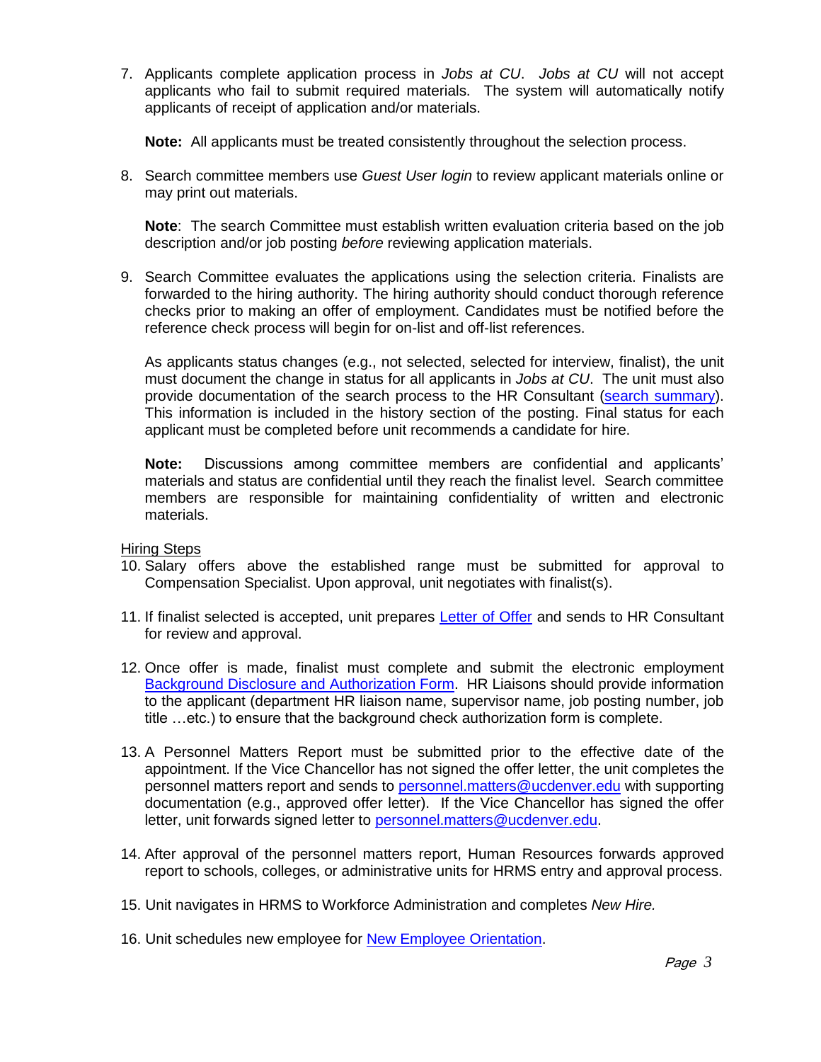7. Applicants complete application process in *Jobs at CU*. *Jobs at CU* will not accept applicants who fail to submit required materials. The system will automatically notify applicants of receipt of application and/or materials.

   **Note:** All applicants must be treated consistently throughout the selection process.

8. Search committee members use *Guest User login* to review applicant materials online or may print out materials.

   **Note**: The search Committee must establish written evaluation criteria based on the job description and/or job posting *before* reviewing application materials.

9. Search Committee evaluates the applications using the selection criteria. Finalists are forwarded to the hiring authority. The hiring authority should conduct thorough reference checks prior to making an offer of employment. Candidates must be notified before the reference check process will begin for on-list and off-list references.

   As applicants status changes (e.g., not selected, selected for interview, finalist), the unit must document the change in status for all applicants in *Jobs at CU*. The unit must also provide documentation of the search process to the HR Consultant (search summary). This information is included in the history section of the posting. Final status for each applicant must be completed before unit recommends a candidate for hire.

   **Note:** Discussions among committee members are confidential and applicants' materials and status are confidential until they reach the finalist level. Search committee members are responsible for maintaining confidentiality of written and electronic materials.

Hiring Steps

10. Salary offers above the established range must be submitted for approval to Compensation Specialist. Upon approval, unit negotiates with finalist(s).

11. If finalist selected is accepted, unit prepares Letter of Offer and sends to HR Consultant for review and approval.

12. Once offer is made, finalist must complete and submit the electronic employment Background Disclosure and Authorization Form. HR Liaisons should provide information to the applicant (department HR liaison name, supervisor name, job posting number, job title …etc.) to ensure that the background check authorization form is complete.

13. A Personnel Matters Report must be submitted prior to the effective date of the appointment. If the Vice Chancellor has not signed the offer letter, the unit completes the personnel matters report and sends to personnel.matters@ucdenver.edu with supporting documentation (e.g., approved offer letter). If the Vice Chancellor has signed the offer letter, unit forwards signed letter to personnel.matters@ucdenver.edu.

14. After approval of the personnel matters report, Human Resources forwards approved report to schools, colleges, or administrative units for HRMS entry and approval process.

15. Unit navigates in HRMS to Workforce Administration and completes *New Hire.*

16. Unit schedules new employee for New Employee Orientation.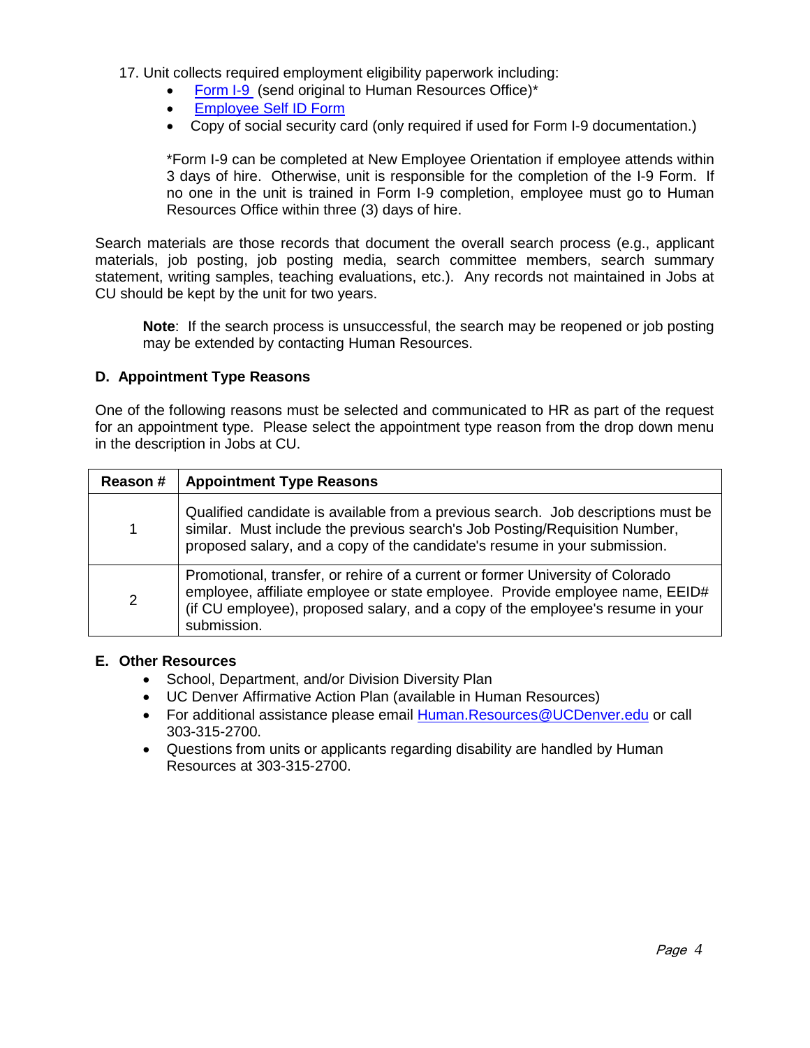17. Unit collects required employment eligibility paperwork including:
    - [Form I-9](#) (send original to Human Resources Office)*
    - [Employee Self ID Form](#)
    - Copy of social security card (only required if used for Form I-9 documentation.)

    *Form I-9 can be completed at New Employee Orientation if employee attends within 3 days of hire. Otherwise, unit is responsible for the completion of the I-9 Form. If no one in the unit is trained in Form I-9 completion, employee must go to Human Resources Office within three (3) days of hire.

Search materials are those records that document the overall search process (e.g., applicant materials, job posting, job posting media, search committee members, search summary statement, writing samples, teaching evaluations, etc.). Any records not maintained in Jobs at CU should be kept by the unit for two years.

> **Note**: If the search process is unsuccessful, the search may be reopened or job posting may be extended by contacting Human Resources.

### D. Appointment Type Reasons

One of the following reasons must be selected and communicated to HR as part of the request for an appointment type. Please select the appointment type reason from the drop down menu in the description in Jobs at CU.

| Reason # | Appointment Type Reasons |
|---|---|
| 1 | Qualified candidate is available from a previous search. Job descriptions must be similar. Must include the previous search's Job Posting/Requisition Number, proposed salary, and a copy of the candidate's resume in your submission. |
| 2 | Promotional, transfer, or rehire of a current or former University of Colorado employee, affiliate employee or state employee. Provide employee name, EEID# (if CU employee), proposed salary, and a copy of the employee's resume in your submission. |

### E. Other Resources

- School, Department, and/or Division Diversity Plan
- UC Denver Affirmative Action Plan (available in Human Resources)
- For additional assistance please email [Human.Resources@UCDenver.edu](mailto:Human.Resources@UCDenver.edu) or call 303-315-2700.
- Questions from units or applicants regarding disability are handled by Human Resources at 303-315-2700.